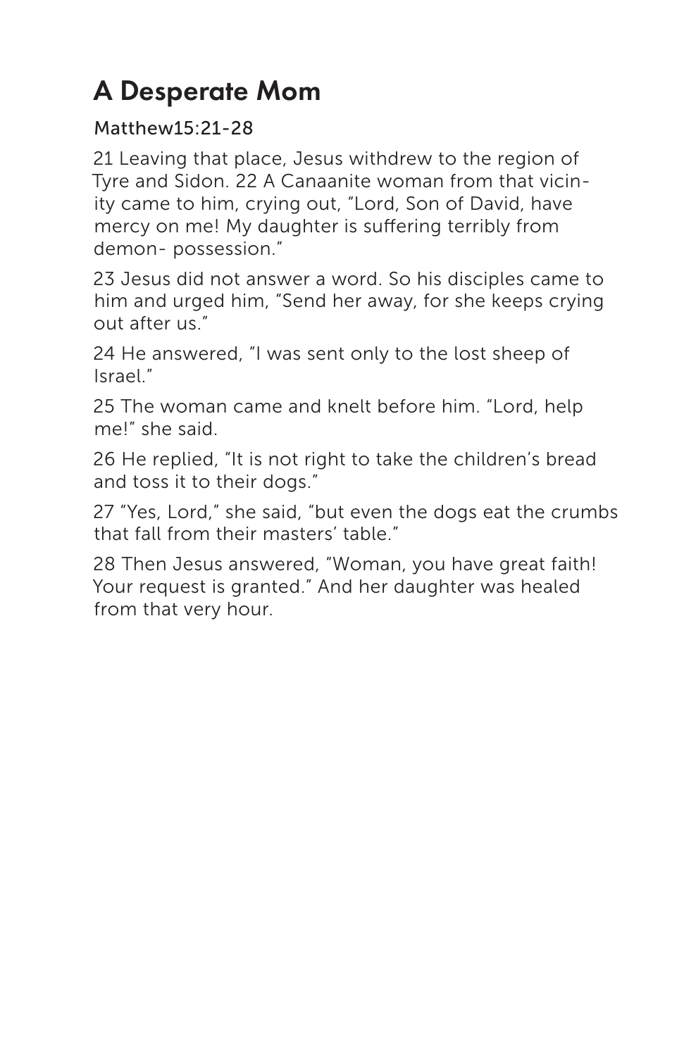# A Desperate Mom

Matthew15:21-28

21 Leaving that place, Jesus withdrew to the region of Tyre and Sidon. 22 A Canaanite woman from that vicinity came to him, crying out, "Lord, Son of David, have mercy on me! My daughter is suffering terribly from demon- possession."

23 Jesus did not answer a word. So his disciples came to him and urged him, "Send her away, for she keeps crying out after us."

24 He answered, "I was sent only to the lost sheep of Israel."

25 The woman came and knelt before him. "Lord, help me!" she said.

26 He replied, "It is not right to take the children's bread and toss it to their dogs."

27 "Yes, Lord," she said, "but even the dogs eat the crumbs that fall from their masters' table."

28 Then Jesus answered, "Woman, you have great faith! Your request is granted." And her daughter was healed from that very hour.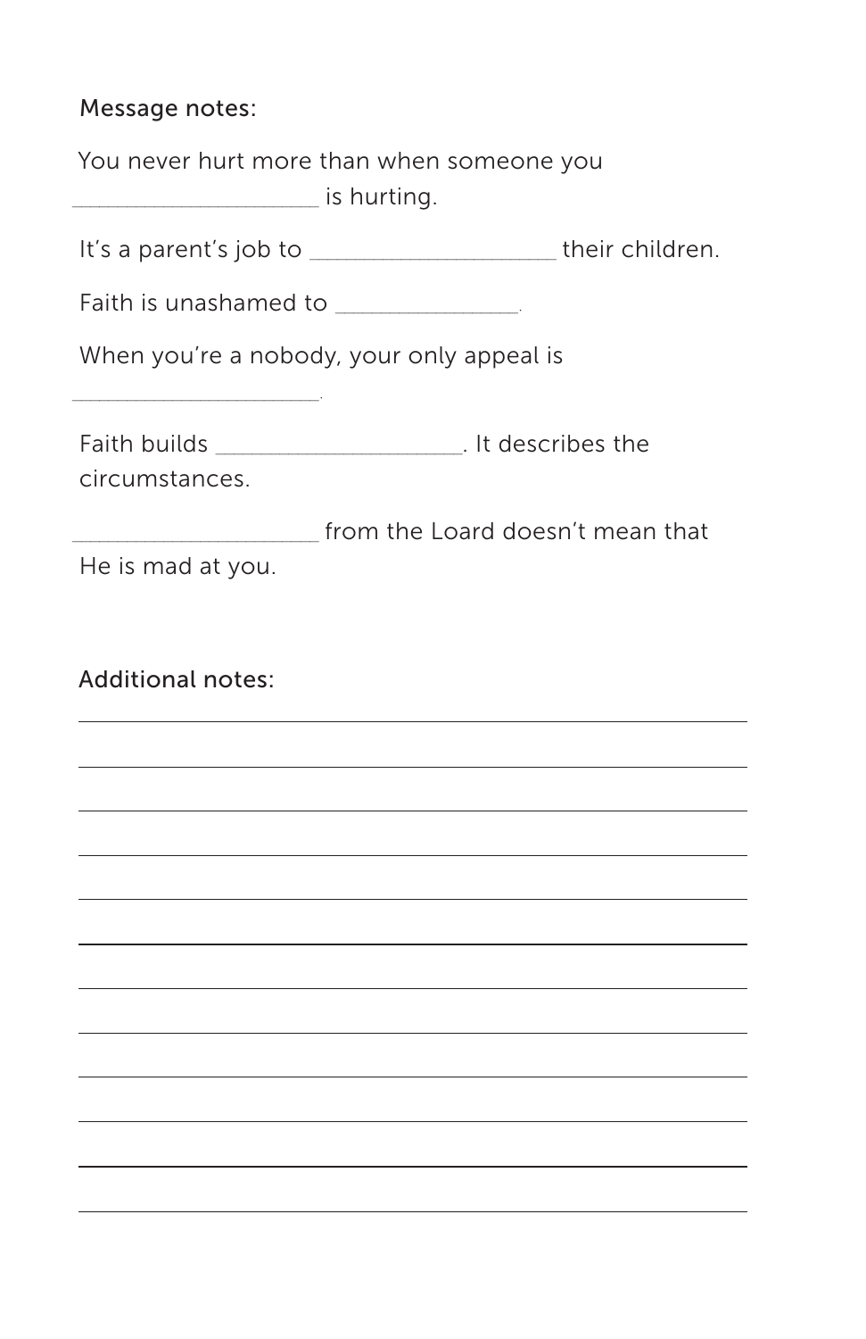Message notes:

You never hurt more than when someone you ____________________ is hurting.

It's a parent's job to ____________________ their children.

Faith is unashamed to ________________.

When you're a nobody, your only appeal is ______________________.

Faith builds ____________________. It describes the circumstances.

____________________ from the Loard doesn't mean that He is mad at you.

Additional notes:

______________________________________________________________________

______________________________________________________________________

______________________________________________________________________

______________________________________________________________________

______________________________________________________________________

______________________________________________________________________

______________________________________________________________________

______________________________________________________________________

______________________________________________________________________

______________________________________________________________________

______________________________________________________________________

______________________________________________________________________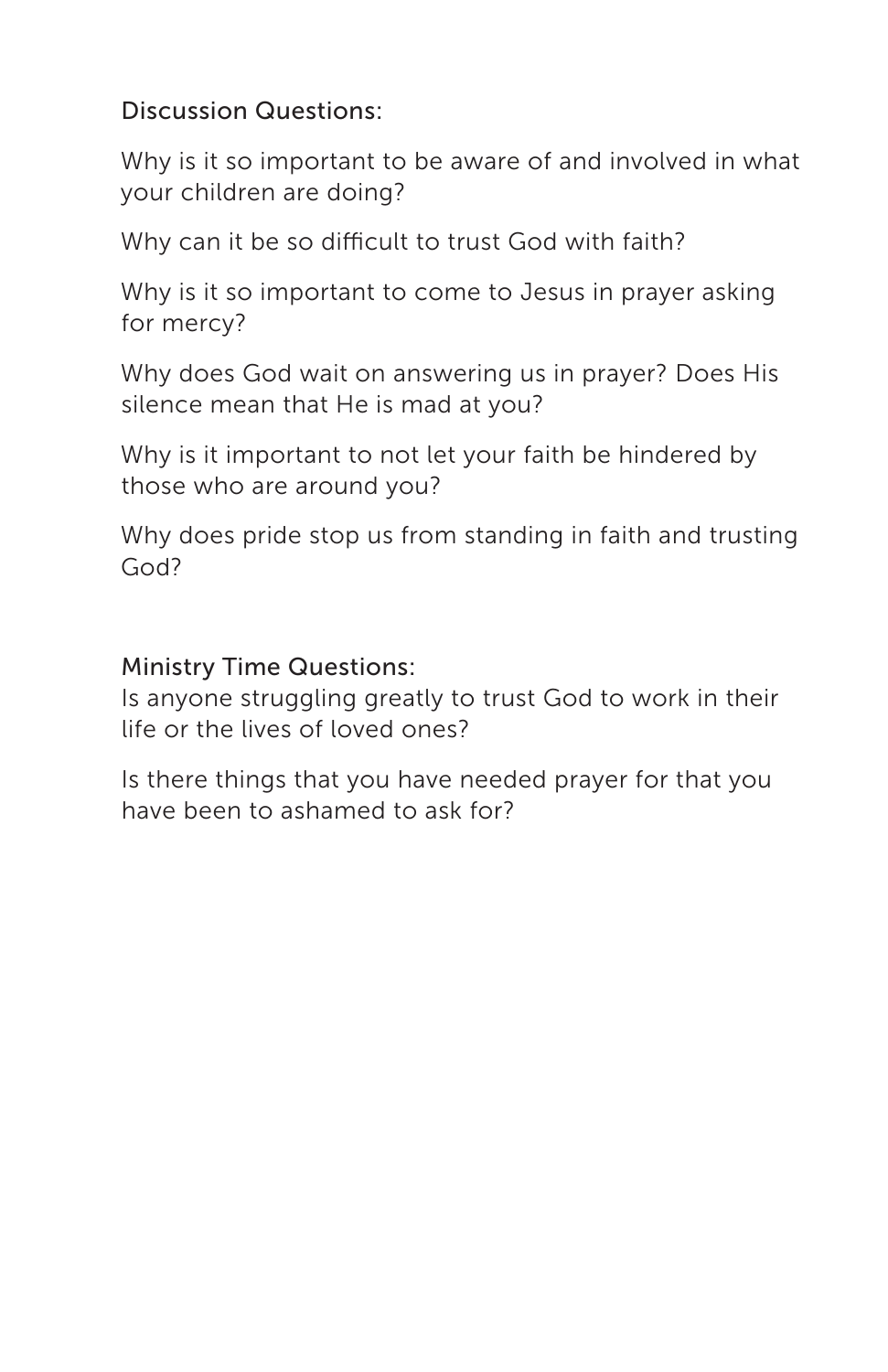Discussion Questions:

Why is it so important to be aware of and involved in what your children are doing?

Why can it be so difficult to trust God with faith?

Why is it so important to come to Jesus in prayer asking for mercy?

Why does God wait on answering us in prayer? Does His silence mean that He is mad at you?

Why is it important to not let your faith be hindered by those who are around you?

Why does pride stop us from standing in faith and trusting God?

Ministry Time Questions:

Is anyone struggling greatly to trust God to work in their life or the lives of loved ones?

Is there things that you have needed prayer for that you have been to ashamed to ask for?